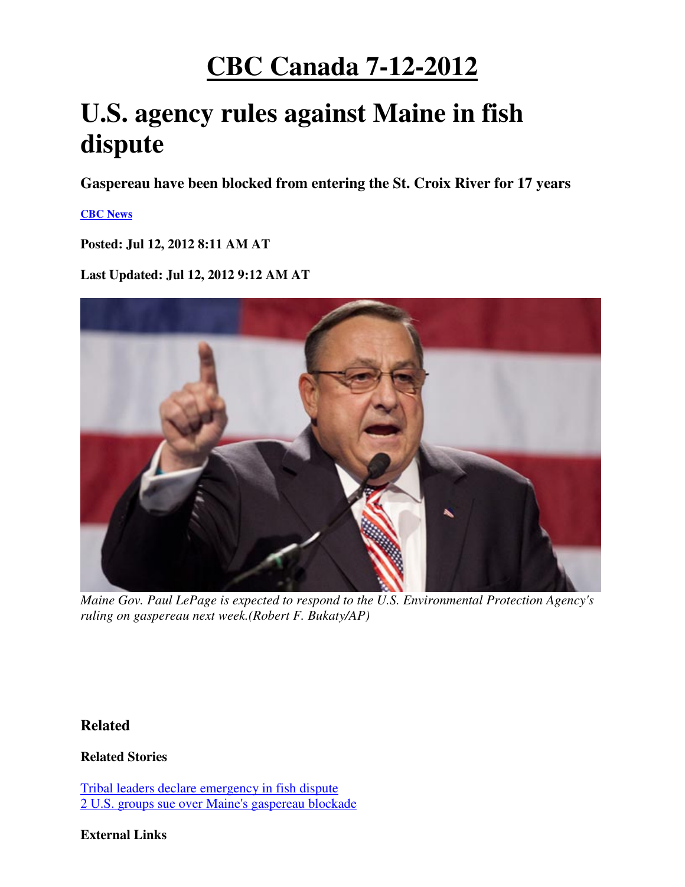# CBC Canada 7-12-2012

# U.S. agency rules against Maine in fish dispute

### Gaspereau have been blocked from entering the St. Croix River for 17 years

**CBC News**

**Posted: Jul 12, 2012 8:11 AM AT**

**Last Updated: Jul 12, 2012 9:12 AM AT**

*Maine Gov. Paul LePage is expected to respond to the U.S. Environmental Protection Agency's ruling on gaspereau next week.(Robert F. Bukaty/AP)*

### Related

**Related Stories**

Tribal leaders declare emergency in fish dispute
2 U.S. groups sue over Maine's gaspereau blockade

**External Links**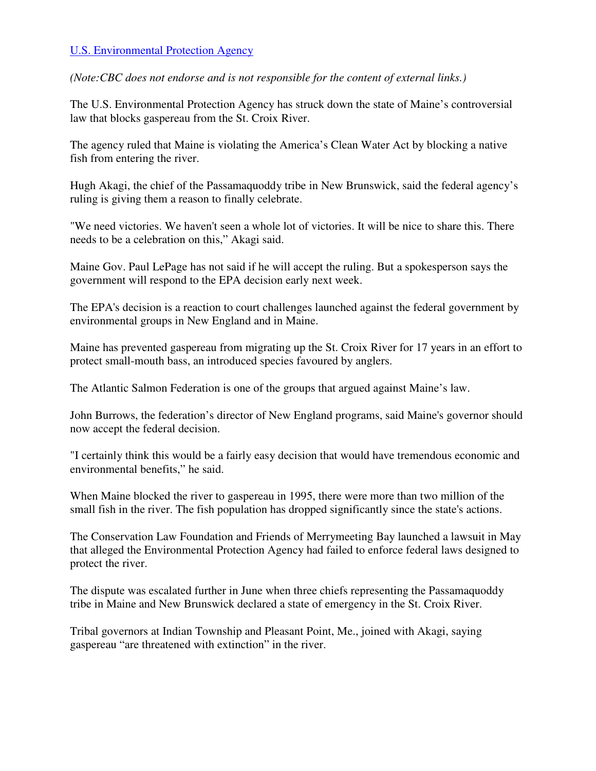[U.S. Environmental Protection Agency]

*(Note:CBC does not endorse and is not responsible for the content of external links.)*

The U.S. Environmental Protection Agency has struck down the state of Maine's controversial law that blocks gaspereau from the St. Croix River.

The agency ruled that Maine is violating the America's Clean Water Act by blocking a native fish from entering the river.

Hugh Akagi, the chief of the Passamaquoddy tribe in New Brunswick, said the federal agency's ruling is giving them a reason to finally celebrate.

"We need victories. We haven't seen a whole lot of victories. It will be nice to share this. There needs to be a celebration on this," Akagi said.

Maine Gov. Paul LePage has not said if he will accept the ruling. But a spokesperson says the government will respond to the EPA decision early next week.

The EPA's decision is a reaction to court challenges launched against the federal government by environmental groups in New England and in Maine.

Maine has prevented gaspereau from migrating up the St. Croix River for 17 years in an effort to protect small-mouth bass, an introduced species favoured by anglers.

The Atlantic Salmon Federation is one of the groups that argued against Maine's law.

John Burrows, the federation's director of New England programs, said Maine's governor should now accept the federal decision.

"I certainly think this would be a fairly easy decision that would have tremendous economic and environmental benefits," he said.

When Maine blocked the river to gaspereau in 1995, there were more than two million of the small fish in the river. The fish population has dropped significantly since the state's actions.

The Conservation Law Foundation and Friends of Merrymeeting Bay launched a lawsuit in May that alleged the Environmental Protection Agency had failed to enforce federal laws designed to protect the river.

The dispute was escalated further in June when three chiefs representing the Passamaquoddy tribe in Maine and New Brunswick declared a state of emergency in the St. Croix River.

Tribal governors at Indian Township and Pleasant Point, Me., joined with Akagi, saying gaspereau "are threatened with extinction" in the river.